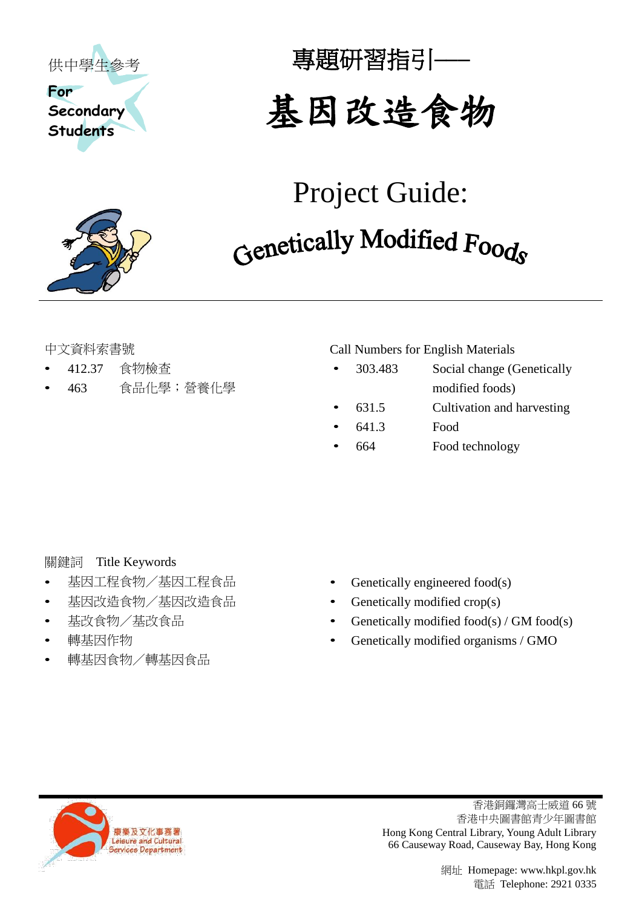供中學生參考

For Secondary Students

# 專題研習指引──

# 基因改造食物

# Project Guide: Genetically Modified Foods

中文資料索書號

- 412.37　食物檢查
- 463　食品化學；營養化學

Call Numbers for English Materials

- 303.483　Social change (Genetically modified foods)
- 631.5　Cultivation and harvesting
- 641.3　Food
- 664　Food technology

關鍵詞　Title Keywords

- 基因工程食物／基因工程食品
- 基因改造食物／基因改造食品
- 基改食物／基改食品
- 轉基因作物
- 轉基因食物／轉基因食品

- Genetically engineered food(s)
- Genetically modified crop(s)
- Genetically modified food(s) / GM food(s)
- Genetically modified organisms / GMO

康樂及文化事務署
Leisure and Cultural Services Department

香港銅鑼灣高士威道 66 號
香港中央圖書館青少年圖書館
Hong Kong Central Library, Young Adult Library
66 Causeway Road, Causeway Bay, Hong Kong

網址 Homepage: www.hkpl.gov.hk
電話 Telephone: 2921 0335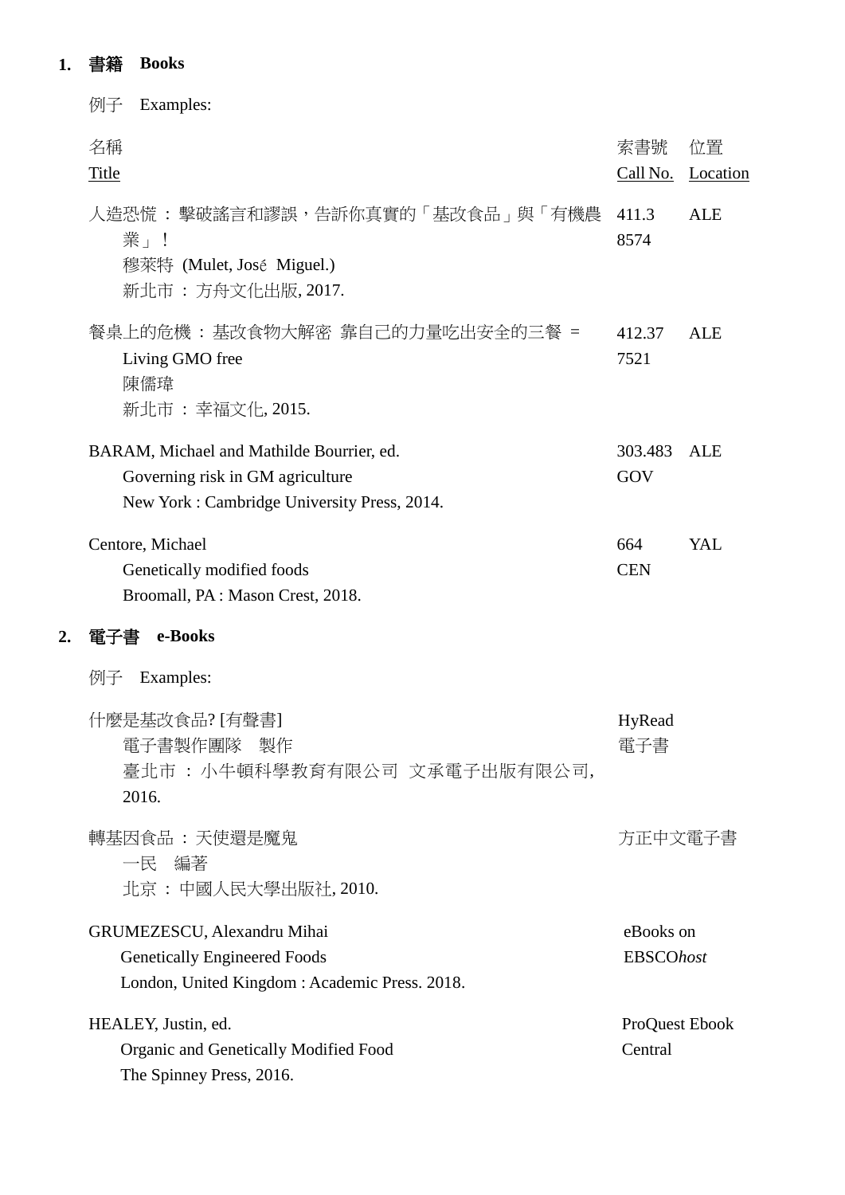## 1. 書籍 Books

例子 Examples:

| 名稱<br>Title | 索書號<br>Call No. | 位置<br>Location |
|---|---|---|
| 人造恐慌 ： 擊破謠言和謬誤，告訴你真實的「基改食品」與「有機農業」！<br>穆萊特 (Mulet, José Miguel.)<br>新北市 ： 方舟文化出版, 2017. | 411.3<br>8574 | ALE |
| 餐桌上的危機 ： 基改食物大解密 靠自己的力量吃出安全的三餐 = Living GMO free<br>陳儒瑋<br>新北市 ： 幸福文化, 2015. | 412.37<br>7521 | ALE |
| BARAM, Michael and Mathilde Bourrier, ed.<br>Governing risk in GM agriculture<br>New York : Cambridge University Press, 2014. | 303.483<br>GOV | ALE |
| Centore, Michael<br>Genetically modified foods<br>Broomall, PA : Mason Crest, 2018. | 664<br>CEN | YAL |

## 2. 電子書 e-Books

例子 Examples:

| Title | Source |
|---|---|
| 什麼是基改食品? [有聲書]<br>電子書製作團隊 製作<br>臺北市 ： 小牛頓科學教育有限公司 文承電子出版有限公司, 2016. | HyRead<br>電子書 |
| 轉基因食品 ： 天使還是魔鬼<br>一民 編著<br>北京 ： 中國人民大學出版社, 2010. | 方正中文電子書 |
| GRUMEZESCU, Alexandru Mihai<br>Genetically Engineered Foods<br>London, United Kingdom : Academic Press. 2018. | eBooks on<br>EBSCO*host* |
| HEALEY, Justin, ed.<br>Organic and Genetically Modified Food<br>The Spinney Press, 2016. | ProQuest Ebook<br>Central |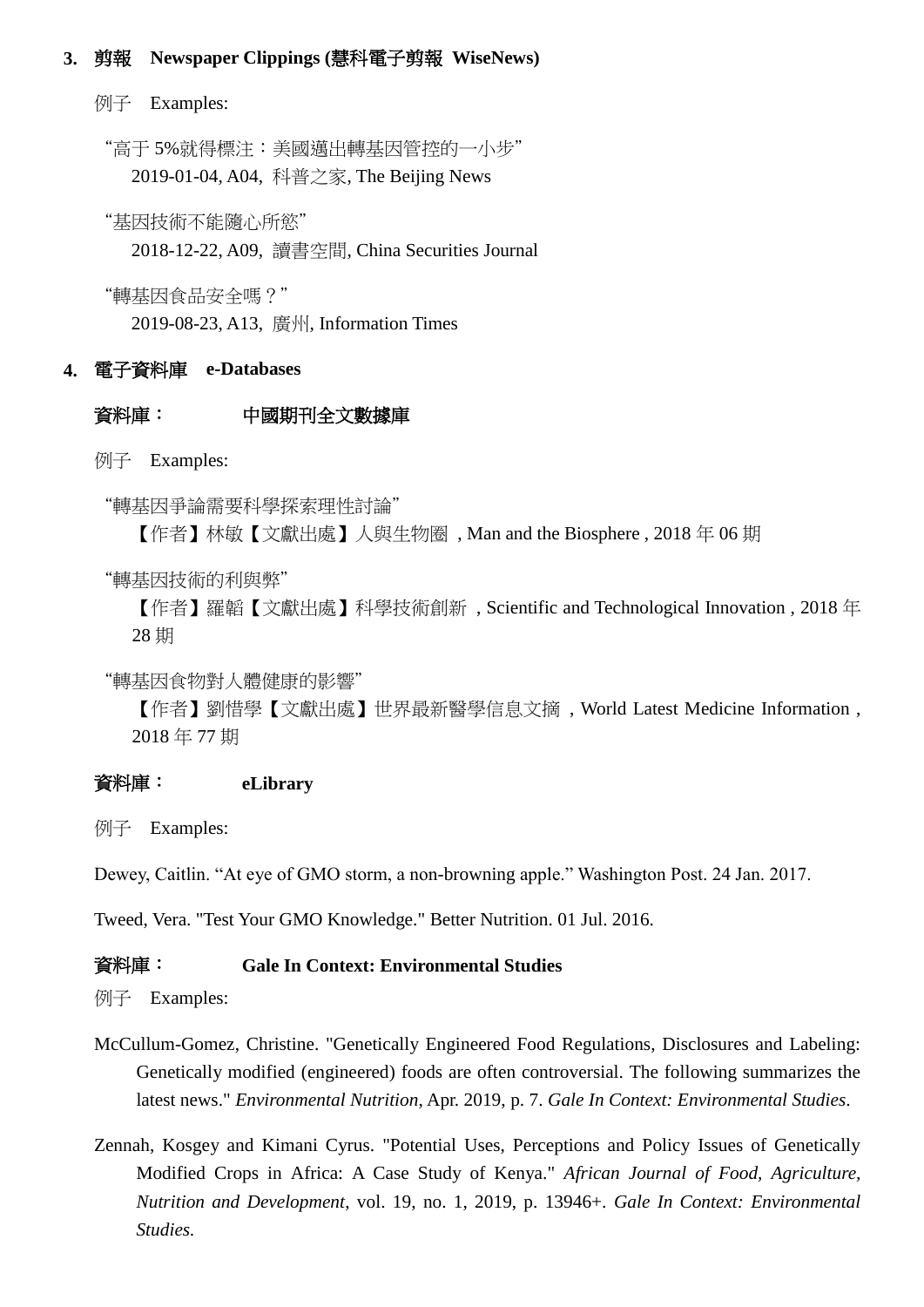**3. 剪報　Newspaper Clippings (慧科電子剪報 WiseNews)**

例子　Examples:

"高于 5%就得標注：美國邁出轉基因管控的一小步"
2019-01-04, A04, 科普之家, The Beijing News

"基因技術不能隨心所慾"
2018-12-22, A09, 讀書空間, China Securities Journal

"轉基因食品安全嗎？"
2019-08-23, A13, 廣州, Information Times

**4. 電子資料庫　e-Databases**

**資料庫：　　中國期刊全文數據庫**

例子　Examples:

"轉基因爭論需要科學探索理性討論"
【作者】林敏【文獻出處】人與生物圈 , Man and the Biosphere , 2018 年 06 期

"轉基因技術的利與弊"
【作者】羅韜【文獻出處】科學技術創新 , Scientific and Technological Innovation , 2018 年 28 期

"轉基因食物對人體健康的影響"
【作者】劉惜學【文獻出處】世界最新醫學信息文摘 , World Latest Medicine Information , 2018 年 77 期

**資料庫：　　eLibrary**

例子　Examples:

Dewey, Caitlin. "At eye of GMO storm, a non-browning apple." Washington Post. 24 Jan. 2017.

Tweed, Vera. "Test Your GMO Knowledge." Better Nutrition. 01 Jul. 2016.

**資料庫：　　Gale In Context: Environmental Studies**

例子　Examples:

McCullum-Gomez, Christine. "Genetically Engineered Food Regulations, Disclosures and Labeling: Genetically modified (engineered) foods are often controversial. The following summarizes the latest news." *Environmental Nutrition*, Apr. 2019, p. 7. *Gale In Context: Environmental Studies*.

Zennah, Kosgey and Kimani Cyrus. "Potential Uses, Perceptions and Policy Issues of Genetically Modified Crops in Africa: A Case Study of Kenya." *African Journal of Food, Agriculture, Nutrition and Development*, vol. 19, no. 1, 2019, p. 13946+. *Gale In Context: Environmental Studies*.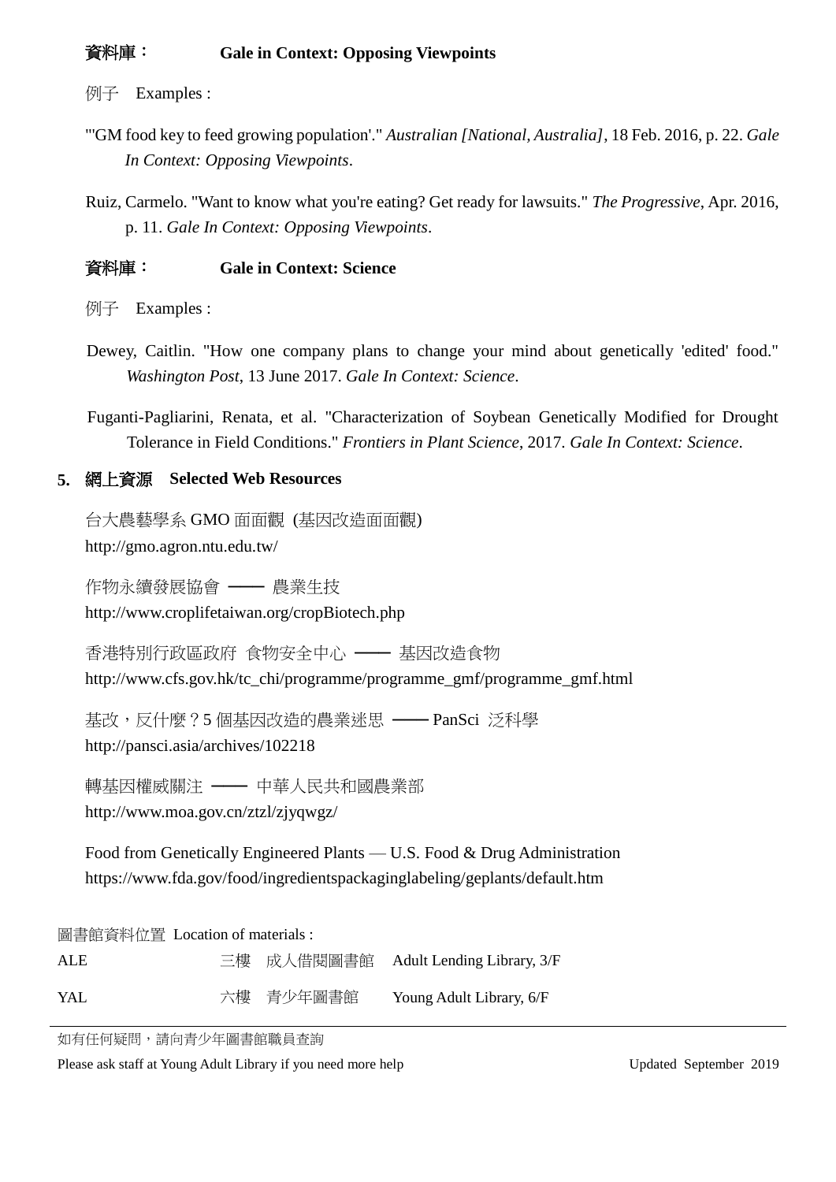**資料庫：** **Gale in Context: Opposing Viewpoints**

例子 Examples :

"'GM food key to feed growing population'." *Australian [National, Australia]*, 18 Feb. 2016, p. 22. *Gale In Context: Opposing Viewpoints*.

Ruiz, Carmelo. "Want to know what you're eating? Get ready for lawsuits." *The Progressive*, Apr. 2016, p. 11. *Gale In Context: Opposing Viewpoints*.

**資料庫：** **Gale in Context: Science**

例子 Examples :

Dewey, Caitlin. "How one company plans to change your mind about genetically 'edited' food." *Washington Post*, 13 June 2017. *Gale In Context: Science*.

Fuganti-Pagliarini, Renata, et al. "Characterization of Soybean Genetically Modified for Drought Tolerance in Field Conditions." *Frontiers in Plant Science*, 2017. *Gale In Context: Science*.

## 5. 網上資源 Selected Web Resources

台大農藝學系 GMO 面面觀 (基因改造面面觀)
http://gmo.agron.ntu.edu.tw/

作物永續發展協會 —— 農業生技
http://www.croplifetaiwan.org/cropBiotech.php

香港特別行政區政府 食物安全中心 —— 基因改造食物
http://www.cfs.gov.hk/tc_chi/programme/programme_gmf/programme_gmf.html

基改，反什麼？5 個基因改造的農業迷思 —— PanSci 泛科學
http://pansci.asia/archives/102218

轉基因權威關注 —— 中華人民共和國農業部
http://www.moa.gov.cn/ztzl/zjyqwgz/

Food from Genetically Engineered Plants — U.S. Food & Drug Administration
https://www.fda.gov/food/ingredientspackaginglabeling/geplants/default.htm

圖書館資料位置 Location of materials :

| | | |
|---|---|---|
| ALE | 三樓 成人借閱圖書館 | Adult Lending Library, 3/F |
| YAL | 六樓 青少年圖書館 | Young Adult Library, 6/F |

如有任何疑問，請向青少年圖書館職員查詢

Please ask staff at Young Adult Library if you need more help

Updated September 2019